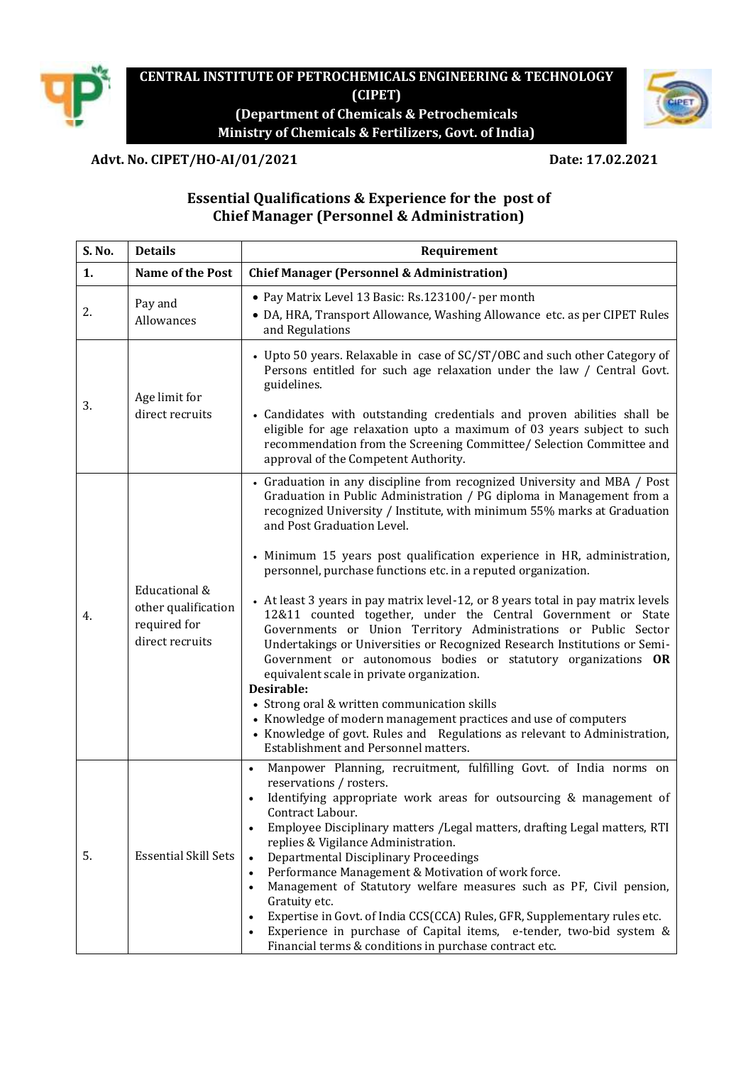# CENTRAL INSTITUTE OF PETROCHEMICALS ENGINEERING & TECHNOLOGY (CIPET)
## (Department of Chemicals & Petrochemicals Ministry of Chemicals & Fertilizers, Govt. of India)

**Advt. No. CIPET/HO-AI/01/2021** **Date: 17.02.2021**

## Essential Qualifications & Experience for the post of Chief Manager (Personnel & Administration)

| S. No. | Details | Requirement |
|---|---|---|
| **1.** | **Name of the Post** | **Chief Manager (Personnel & Administration)** |
| 2. | Pay and Allowances | • Pay Matrix Level 13 Basic: Rs.123100/- per month<br>• DA, HRA, Transport Allowance, Washing Allowance etc. as per CIPET Rules and Regulations |
| 3. | Age limit for direct recruits | • Upto 50 years. Relaxable in case of SC/ST/OBC and such other Category of Persons entitled for such age relaxation under the law / Central Govt. guidelines.<br>• Candidates with outstanding credentials and proven abilities shall be eligible for age relaxation upto a maximum of 03 years subject to such recommendation from the Screening Committee/ Selection Committee and approval of the Competent Authority. |
| 4. | Educational & other qualification required for direct recruits | • Graduation in any discipline from recognized University and MBA / Post Graduation in Public Administration / PG diploma in Management from a recognized University / Institute, with minimum 55% marks at Graduation and Post Graduation Level.<br>• Minimum 15 years post qualification experience in HR, administration, personnel, purchase functions etc. in a reputed organization.<br>• At least 3 years in pay matrix level-12, or 8 years total in pay matrix levels 12&11 counted together, under the Central Government or State Governments or Union Territory Administrations or Public Sector Undertakings or Universities or Recognized Research Institutions or Semi-Government or autonomous bodies or statutory organizations **OR** equivalent scale in private organization.<br>**Desirable:**<br>• Strong oral & written communication skills<br>• Knowledge of modern management practices and use of computers<br>• Knowledge of govt. Rules and Regulations as relevant to Administration, Establishment and Personnel matters. |
| 5. | Essential Skill Sets | • Manpower Planning, recruitment, fulfilling Govt. of India norms on reservations / rosters.<br>• Identifying appropriate work areas for outsourcing & management of Contract Labour.<br>• Employee Disciplinary matters /Legal matters, drafting Legal matters, RTI replies & Vigilance Administration.<br>• Departmental Disciplinary Proceedings<br>• Performance Management & Motivation of work force.<br>• Management of Statutory welfare measures such as PF, Civil pension, Gratuity etc.<br>• Expertise in Govt. of India CCS(CCA) Rules, GFR, Supplementary rules etc.<br>• Experience in purchase of Capital items, e-tender, two-bid system & Financial terms & conditions in purchase contract etc. |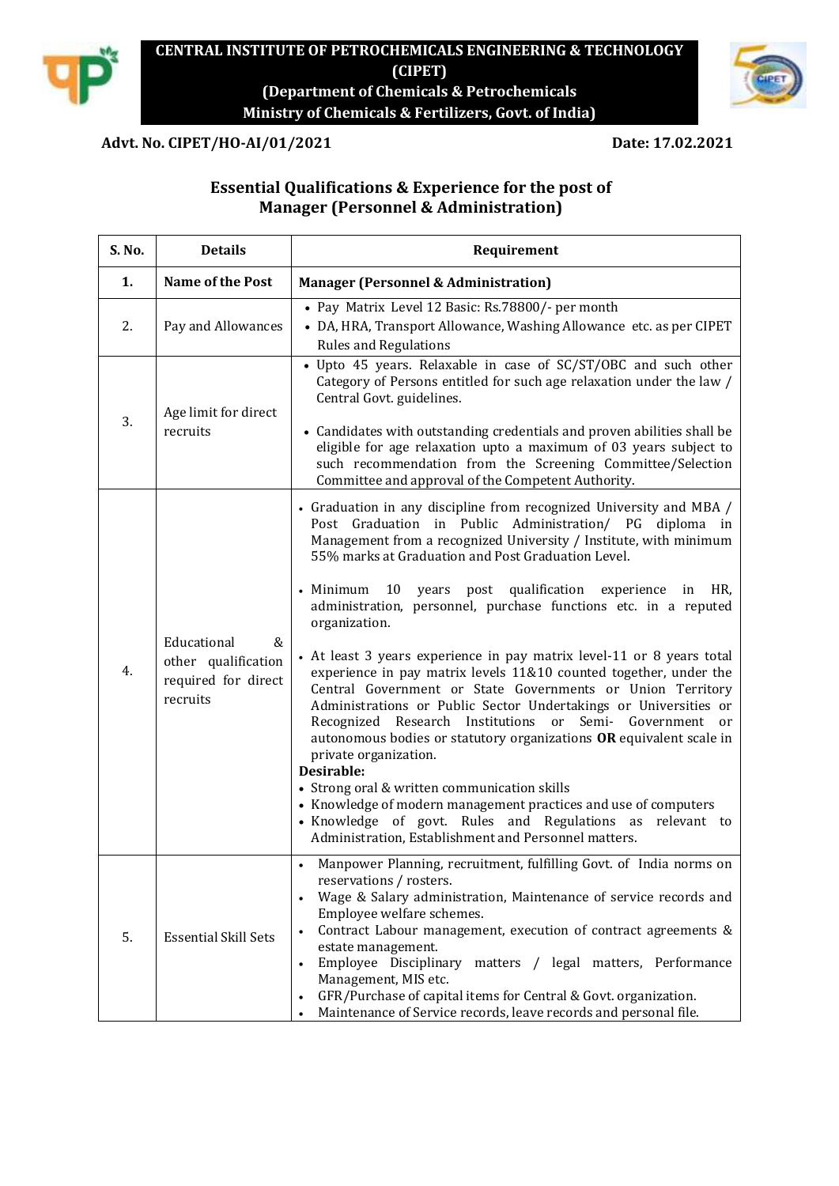**CENTRAL INSTITUTE OF PETROCHEMICALS ENGINEERING & TECHNOLOGY (CIPET)**
**(Department of Chemicals & Petrochemicals**
**Ministry of Chemicals & Fertilizers, Govt. of India)**

**Advt. No. CIPET/HO-AI/01/2021** **Date: 17.02.2021**

## Essential Qualifications & Experience for the post of Manager (Personnel & Administration)

| S. No. | Details | Requirement |
|---|---|---|
| **1.** | **Name of the Post** | **Manager (Personnel & Administration)** |
| 2. | Pay and Allowances | • Pay Matrix Level 12 Basic: Rs.78800/- per month<br>• DA, HRA, Transport Allowance, Washing Allowance etc. as per CIPET Rules and Regulations |
| 3. | Age limit for direct recruits | • Upto 45 years. Relaxable in case of SC/ST/OBC and such other Category of Persons entitled for such age relaxation under the law / Central Govt. guidelines.<br>• Candidates with outstanding credentials and proven abilities shall be eligible for age relaxation upto a maximum of 03 years subject to such recommendation from the Screening Committee/Selection Committee and approval of the Competent Authority. |
| 4. | Educational & other qualification required for direct recruits | • Graduation in any discipline from recognized University and MBA / Post Graduation in Public Administration/ PG diploma in Management from a recognized University / Institute, with minimum 55% marks at Graduation and Post Graduation Level.<br>• Minimum 10 years post qualification experience in HR, administration, personnel, purchase functions etc. in a reputed organization.<br>• At least 3 years experience in pay matrix level-11 or 8 years total experience in pay matrix levels 11&10 counted together, under the Central Government or State Governments or Union Territory Administrations or Public Sector Undertakings or Universities or Recognized Research Institutions or Semi- Government or autonomous bodies or statutory organizations **OR** equivalent scale in private organization.<br>**Desirable:**<br>• Strong oral & written communication skills<br>• Knowledge of modern management practices and use of computers<br>• Knowledge of govt. Rules and Regulations as relevant to Administration, Establishment and Personnel matters. |
| 5. | Essential Skill Sets | • Manpower Planning, recruitment, fulfilling Govt. of India norms on reservations / rosters.<br>• Wage & Salary administration, Maintenance of service records and Employee welfare schemes.<br>• Contract Labour management, execution of contract agreements & estate management.<br>• Employee Disciplinary matters / legal matters, Performance Management, MIS etc.<br>• GFR/Purchase of capital items for Central & Govt. organization.<br>• Maintenance of Service records, leave records and personal file. |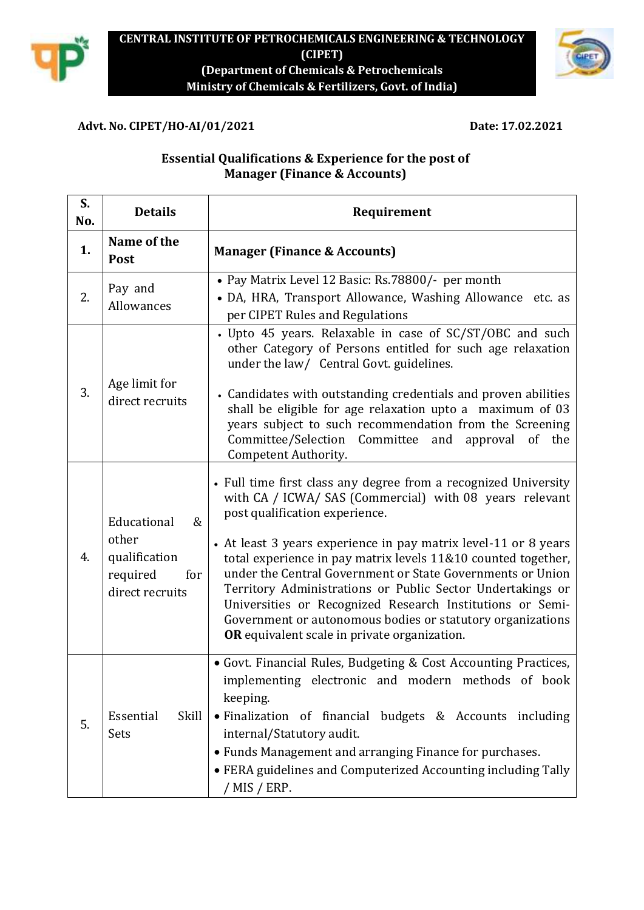**CENTRAL INSTITUTE OF PETROCHEMICALS ENGINEERING & TECHNOLOGY (CIPET)**
**(Department of Chemicals & Petrochemicals**
**Ministry of Chemicals & Fertilizers, Govt. of India)**

**Advt. No. CIPET/HO-AI/01/2021** **Date: 17.02.2021**

## Essential Qualifications & Experience for the post of Manager (Finance & Accounts)

| S. No. | Details | Requirement |
|---|---|---|
| **1.** | **Name of the Post** | **Manager (Finance & Accounts)** |
| 2. | Pay and Allowances | • Pay Matrix Level 12 Basic: Rs.78800/- per month<br>• DA, HRA, Transport Allowance, Washing Allowance etc. as per CIPET Rules and Regulations |
| 3. | Age limit for direct recruits | • Upto 45 years. Relaxable in case of SC/ST/OBC and such other Category of Persons entitled for such age relaxation under the law/ Central Govt. guidelines.<br>• Candidates with outstanding credentials and proven abilities shall be eligible for age relaxation upto a maximum of 03 years subject to such recommendation from the Screening Committee/Selection Committee and approval of the Competent Authority. |
| 4. | Educational & other qualification required for direct recruits | • Full time first class any degree from a recognized University with CA / ICWA/ SAS (Commercial) with 08 years relevant post qualification experience.<br>• At least 3 years experience in pay matrix level-11 or 8 years total experience in pay matrix levels 11&10 counted together, under the Central Government or State Governments or Union Territory Administrations or Public Sector Undertakings or Universities or Recognized Research Institutions or Semi-Government or autonomous bodies or statutory organizations **OR** equivalent scale in private organization. |
| 5. | Essential Skill Sets | • Govt. Financial Rules, Budgeting & Cost Accounting Practices, implementing electronic and modern methods of book keeping.<br>• Finalization of financial budgets & Accounts including internal/Statutory audit.<br>• Funds Management and arranging Finance for purchases.<br>• FERA guidelines and Computerized Accounting including Tally / MIS / ERP. |